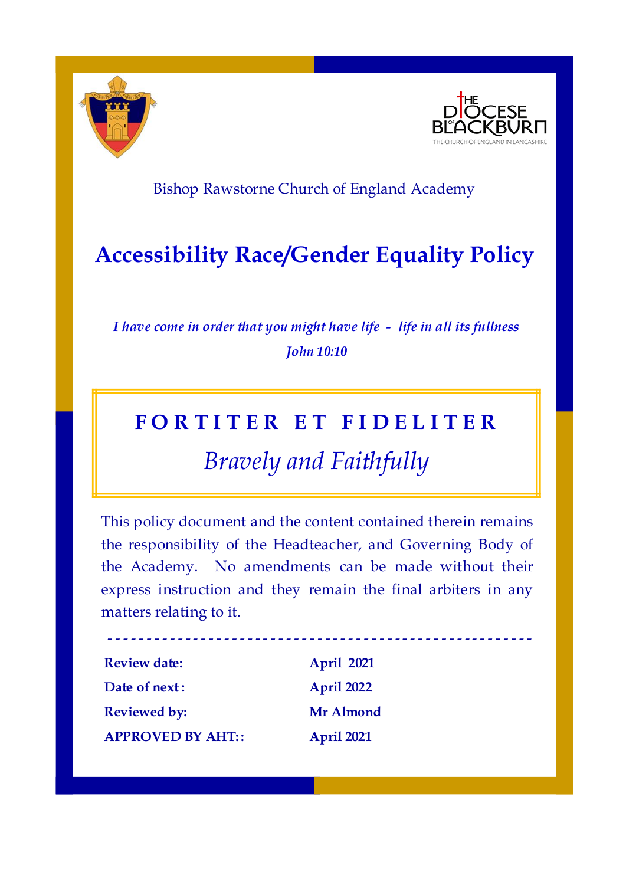Bishop Rawstorne Church of England Academy

# Accessibility Race/Gender Equality Policy

*I have come in order that you might have life - life in all its fullness*
*John 10:10*

**FORTITER ET FIDELITER**

*Bravely and Faithfully*

This policy document and the content contained therein remains the responsibility of the Headteacher, and Governing Body of the Academy. No amendments can be made without their express instruction and they remain the final arbiters in any matters relating to it.

---

| | |
|---|---|
| **Review date:** | **April 2021** |
| **Date of next :** | **April 2022** |
| **Reviewed by:** | **Mr Almond** |
| **APPROVED BY AHT::** | **April 2021** |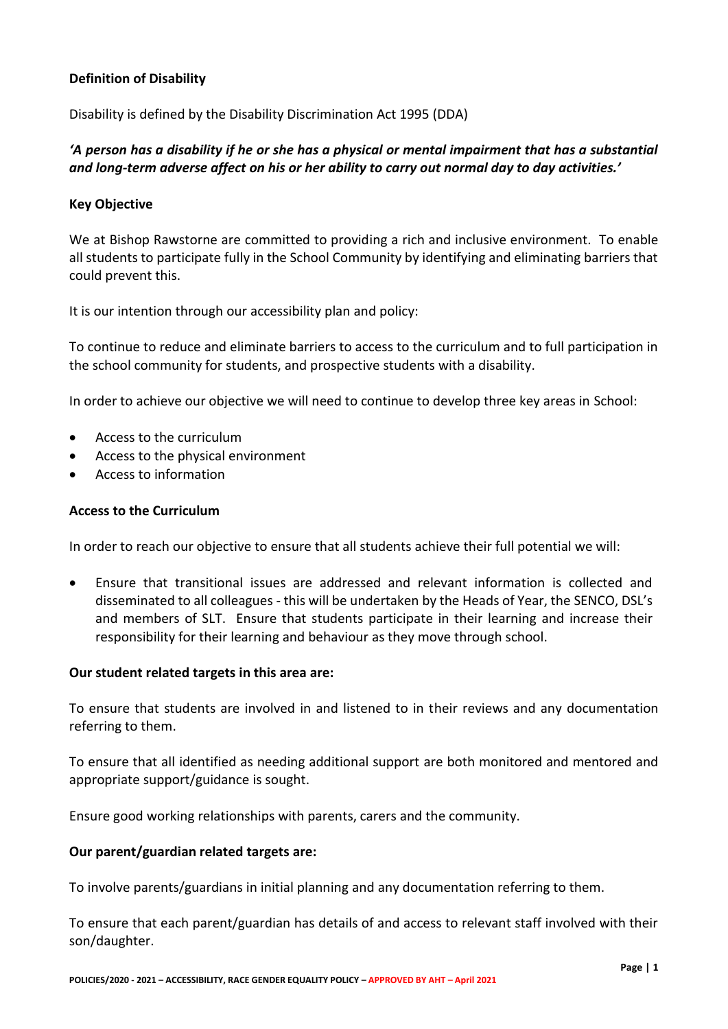**Definition of Disability**

Disability is defined by the Disability Discrimination Act 1995 (DDA)

***'A person has a disability if he or she has a physical or mental impairment that has a substantial and long-term adverse affect on his or her ability to carry out normal day to day activities.'***

**Key Objective**

We at Bishop Rawstorne are committed to providing a rich and inclusive environment. To enable all students to participate fully in the School Community by identifying and eliminating barriers that could prevent this.

It is our intention through our accessibility plan and policy:

To continue to reduce and eliminate barriers to access to the curriculum and to full participation in the school community for students, and prospective students with a disability.

In order to achieve our objective we will need to continue to develop three key areas in School:

- Access to the curriculum
- Access to the physical environment
- Access to information

**Access to the Curriculum**

In order to reach our objective to ensure that all students achieve their full potential we will:

- Ensure that transitional issues are addressed and relevant information is collected and disseminated to all colleagues - this will be undertaken by the Heads of Year, the SENCO, DSL's and members of SLT. Ensure that students participate in their learning and increase their responsibility for their learning and behaviour as they move through school.

**Our student related targets in this area are:**

To ensure that students are involved in and listened to in their reviews and any documentation referring to them.

To ensure that all identified as needing additional support are both monitored and mentored and appropriate support/guidance is sought.

Ensure good working relationships with parents, carers and the community.

**Our parent/guardian related targets are:**

To involve parents/guardians in initial planning and any documentation referring to them.

To ensure that each parent/guardian has details of and access to relevant staff involved with their son/daughter.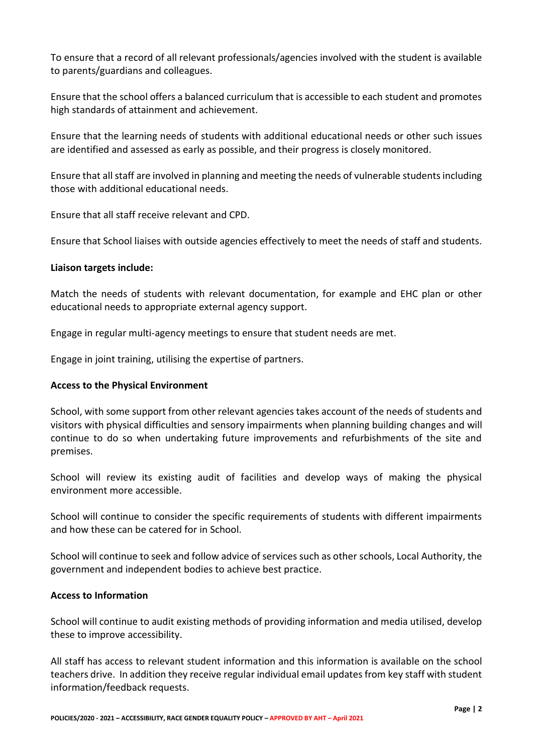To ensure that a record of all relevant professionals/agencies involved with the student is available to parents/guardians and colleagues.

Ensure that the school offers a balanced curriculum that is accessible to each student and promotes high standards of attainment and achievement.

Ensure that the learning needs of students with additional educational needs or other such issues are identified and assessed as early as possible, and their progress is closely monitored.

Ensure that all staff are involved in planning and meeting the needs of vulnerable students including those with additional educational needs.

Ensure that all staff receive relevant and CPD.

Ensure that School liaises with outside agencies effectively to meet the needs of staff and students.

**Liaison targets include:**

Match the needs of students with relevant documentation, for example and EHC plan or other educational needs to appropriate external agency support.

Engage in regular multi-agency meetings to ensure that student needs are met.

Engage in joint training, utilising the expertise of partners.

**Access to the Physical Environment**

School, with some support from other relevant agencies takes account of the needs of students and visitors with physical difficulties and sensory impairments when planning building changes and will continue to do so when undertaking future improvements and refurbishments of the site and premises.

School will review its existing audit of facilities and develop ways of making the physical environment more accessible.

School will continue to consider the specific requirements of students with different impairments and how these can be catered for in School.

School will continue to seek and follow advice of services such as other schools, Local Authority, the government and independent bodies to achieve best practice.

**Access to Information**

School will continue to audit existing methods of providing information and media utilised, develop these to improve accessibility.

All staff has access to relevant student information and this information is available on the school teachers drive. In addition they receive regular individual email updates from key staff with student information/feedback requests.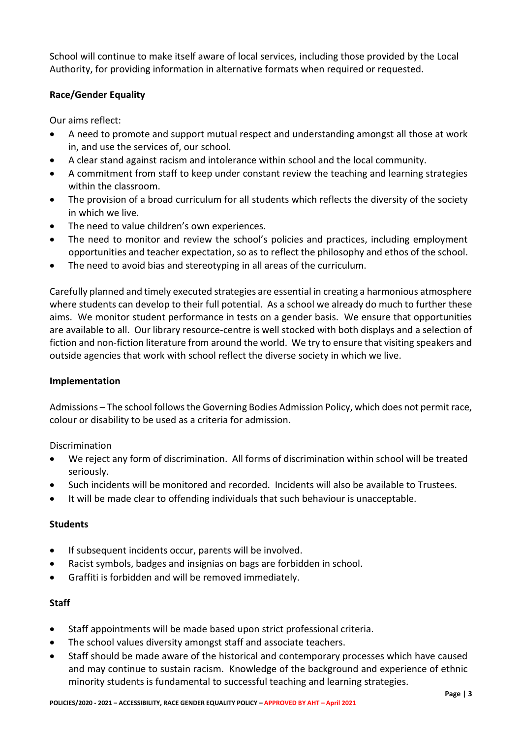School will continue to make itself aware of local services, including those provided by the Local Authority, for providing information in alternative formats when required or requested.

**Race/Gender Equality**

Our aims reflect:

- A need to promote and support mutual respect and understanding amongst all those at work in, and use the services of, our school.
- A clear stand against racism and intolerance within school and the local community.
- A commitment from staff to keep under constant review the teaching and learning strategies within the classroom.
- The provision of a broad curriculum for all students which reflects the diversity of the society in which we live.
- The need to value children's own experiences.
- The need to monitor and review the school's policies and practices, including employment opportunities and teacher expectation, so as to reflect the philosophy and ethos of the school.
- The need to avoid bias and stereotyping in all areas of the curriculum.

Carefully planned and timely executed strategies are essential in creating a harmonious atmosphere where students can develop to their full potential. As a school we already do much to further these aims. We monitor student performance in tests on a gender basis. We ensure that opportunities are available to all. Our library resource-centre is well stocked with both displays and a selection of fiction and non-fiction literature from around the world. We try to ensure that visiting speakers and outside agencies that work with school reflect the diverse society in which we live.

**Implementation**

Admissions – The school follows the Governing Bodies Admission Policy, which does not permit race, colour or disability to be used as a criteria for admission.

Discrimination

- We reject any form of discrimination. All forms of discrimination within school will be treated seriously.
- Such incidents will be monitored and recorded. Incidents will also be available to Trustees.
- It will be made clear to offending individuals that such behaviour is unacceptable.

**Students**

- If subsequent incidents occur, parents will be involved.
- Racist symbols, badges and insignias on bags are forbidden in school.
- Graffiti is forbidden and will be removed immediately.

**Staff**

- Staff appointments will be made based upon strict professional criteria.
- The school values diversity amongst staff and associate teachers.
- Staff should be made aware of the historical and contemporary processes which have caused and may continue to sustain racism. Knowledge of the background and experience of ethnic minority students is fundamental to successful teaching and learning strategies.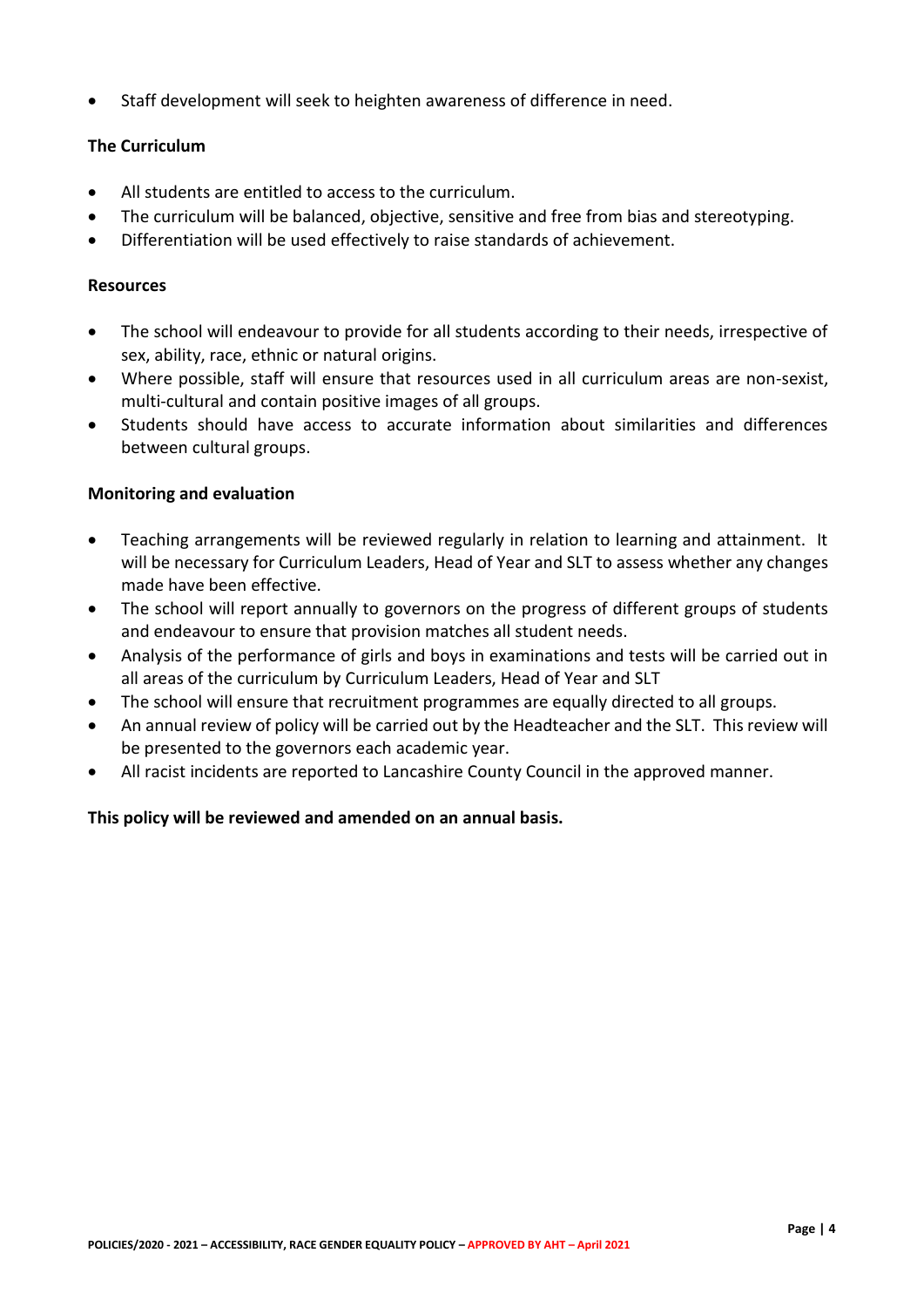- Staff development will seek to heighten awareness of difference in need.

**The Curriculum**

- All students are entitled to access to the curriculum.
- The curriculum will be balanced, objective, sensitive and free from bias and stereotyping.
- Differentiation will be used effectively to raise standards of achievement.

**Resources**

- The school will endeavour to provide for all students according to their needs, irrespective of sex, ability, race, ethnic or natural origins.
- Where possible, staff will ensure that resources used in all curriculum areas are non-sexist, multi-cultural and contain positive images of all groups.
- Students should have access to accurate information about similarities and differences between cultural groups.

**Monitoring and evaluation**

- Teaching arrangements will be reviewed regularly in relation to learning and attainment. It will be necessary for Curriculum Leaders, Head of Year and SLT to assess whether any changes made have been effective.
- The school will report annually to governors on the progress of different groups of students and endeavour to ensure that provision matches all student needs.
- Analysis of the performance of girls and boys in examinations and tests will be carried out in all areas of the curriculum by Curriculum Leaders, Head of Year and SLT
- The school will ensure that recruitment programmes are equally directed to all groups.
- An annual review of policy will be carried out by the Headteacher and the SLT. This review will be presented to the governors each academic year.
- All racist incidents are reported to Lancashire County Council in the approved manner.

**This policy will be reviewed and amended on an annual basis.**